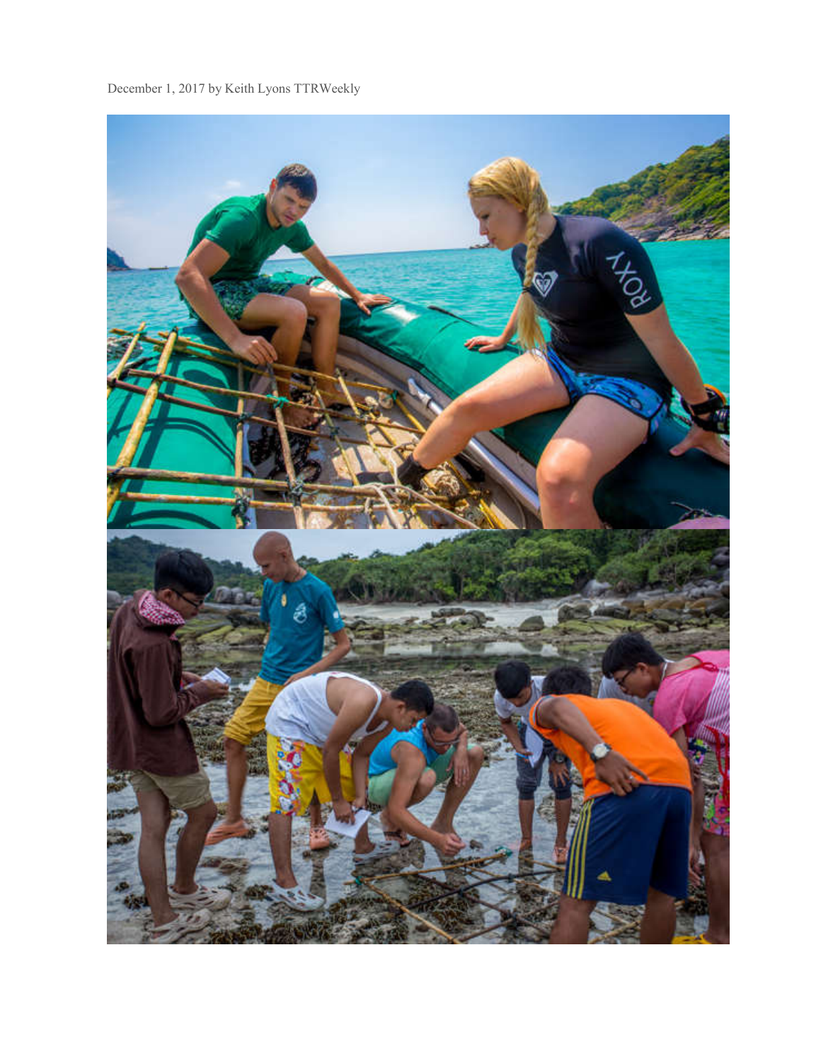December 1, 2017 by Keith Lyons TTRWeekly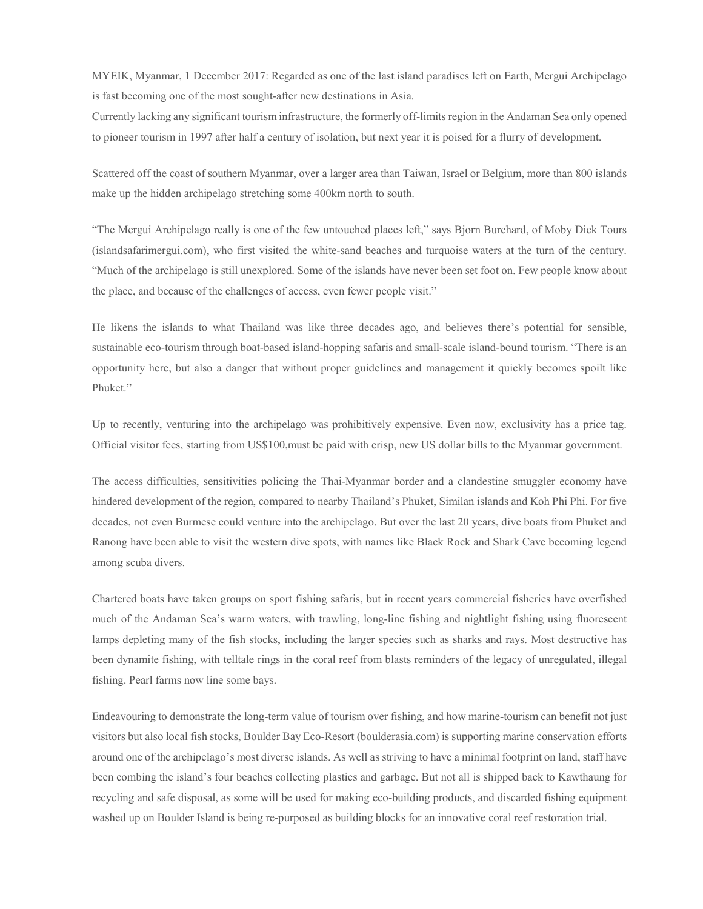MYEIK, Myanmar, 1 December 2017: Regarded as one of the last island paradises left on Earth, Mergui Archipelago is fast becoming one of the most sought-after new destinations in Asia.

Currently lacking any significant tourism infrastructure, the formerly off-limits region in the Andaman Sea only opened to pioneer tourism in 1997 after half a century of isolation, but next year it is poised for a flurry of development.

Scattered off the coast of southern Myanmar, over a larger area than Taiwan, Israel or Belgium, more than 800 islands make up the hidden archipelago stretching some 400km north to south.

"The Mergui Archipelago really is one of the few untouched places left," says Bjorn Burchard, of Moby Dick Tours (islandsafarimergui.com), who first visited the white-sand beaches and turquoise waters at the turn of the century. "Much of the archipelago is still unexplored. Some of the islands have never been set foot on. Few people know about the place, and because of the challenges of access, even fewer people visit."

He likens the islands to what Thailand was like three decades ago, and believes there's potential for sensible, sustainable eco-tourism through boat-based island-hopping safaris and small-scale island-bound tourism. "There is an opportunity here, but also a danger that without proper guidelines and management it quickly becomes spoilt like Phuket."

Up to recently, venturing into the archipelago was prohibitively expensive. Even now, exclusivity has a price tag. Official visitor fees, starting from US$100,must be paid with crisp, new US dollar bills to the Myanmar government.

The access difficulties, sensitivities policing the Thai-Myanmar border and a clandestine smuggler economy have hindered development of the region, compared to nearby Thailand's Phuket, Similan islands and Koh Phi Phi. For five decades, not even Burmese could venture into the archipelago. But over the last 20 years, dive boats from Phuket and Ranong have been able to visit the western dive spots, with names like Black Rock and Shark Cave becoming legend among scuba divers.

Chartered boats have taken groups on sport fishing safaris, but in recent years commercial fisheries have overfished much of the Andaman Sea's warm waters, with trawling, long-line fishing and nightlight fishing using fluorescent lamps depleting many of the fish stocks, including the larger species such as sharks and rays. Most destructive has been dynamite fishing, with telltale rings in the coral reef from blasts reminders of the legacy of unregulated, illegal fishing. Pearl farms now line some bays.

Endeavouring to demonstrate the long-term value of tourism over fishing, and how marine-tourism can benefit not just visitors but also local fish stocks, Boulder Bay Eco-Resort (boulderasia.com) is supporting marine conservation efforts around one of the archipelago's most diverse islands. As well as striving to have a minimal footprint on land, staff have been combing the island's four beaches collecting plastics and garbage. But not all is shipped back to Kawthaung for recycling and safe disposal, as some will be used for making eco-building products, and discarded fishing equipment washed up on Boulder Island is being re-purposed as building blocks for an innovative coral reef restoration trial.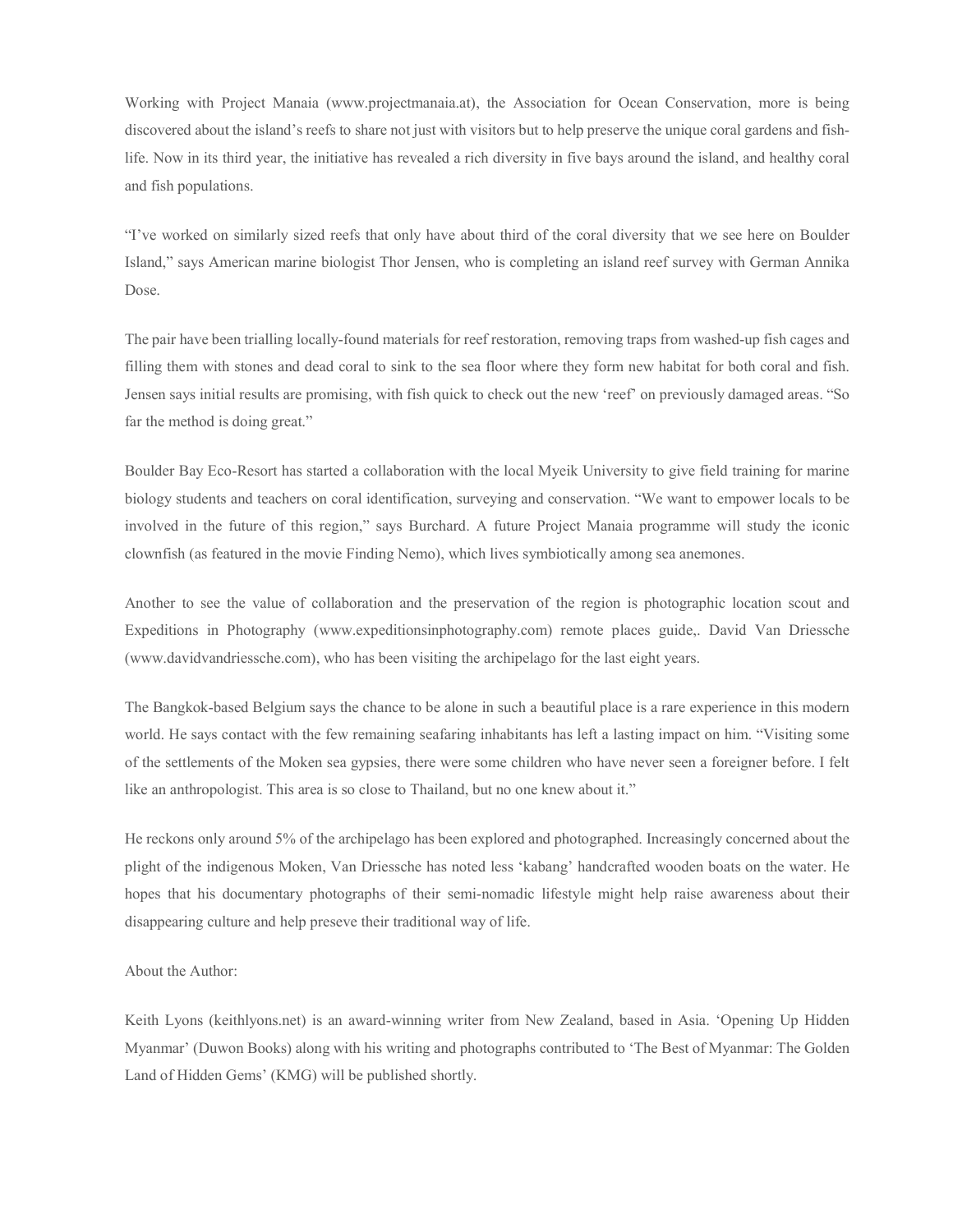Working with Project Manaia (www.projectmanaia.at), the Association for Ocean Conservation, more is being discovered about the island's reefs to share not just with visitors but to help preserve the unique coral gardens and fish-life. Now in its third year, the initiative has revealed a rich diversity in five bays around the island, and healthy coral and fish populations.

"I've worked on similarly sized reefs that only have about third of the coral diversity that we see here on Boulder Island," says American marine biologist Thor Jensen, who is completing an island reef survey with German Annika Dose.

The pair have been trialling locally-found materials for reef restoration, removing traps from washed-up fish cages and filling them with stones and dead coral to sink to the sea floor where they form new habitat for both coral and fish. Jensen says initial results are promising, with fish quick to check out the new 'reef' on previously damaged areas. "So far the method is doing great."

Boulder Bay Eco-Resort has started a collaboration with the local Myeik University to give field training for marine biology students and teachers on coral identification, surveying and conservation. "We want to empower locals to be involved in the future of this region," says Burchard. A future Project Manaia programme will study the iconic clownfish (as featured in the movie Finding Nemo), which lives symbiotically among sea anemones.

Another to see the value of collaboration and the preservation of the region is photographic location scout and Expeditions in Photography (www.expeditionsinphotography.com) remote places guide,. David Van Driessche (www.davidvandriessche.com), who has been visiting the archipelago for the last eight years.

The Bangkok-based Belgium says the chance to be alone in such a beautiful place is a rare experience in this modern world. He says contact with the few remaining seafaring inhabitants has left a lasting impact on him. "Visiting some of the settlements of the Moken sea gypsies, there were some children who have never seen a foreigner before. I felt like an anthropologist. This area is so close to Thailand, but no one knew about it."

He reckons only around 5% of the archipelago has been explored and photographed. Increasingly concerned about the plight of the indigenous Moken, Van Driessche has noted less 'kabang' handcrafted wooden boats on the water. He hopes that his documentary photographs of their semi-nomadic lifestyle might help raise awareness about their disappearing culture and help preseve their traditional way of life.

About the Author:

Keith Lyons (keithlyons.net) is an award-winning writer from New Zealand, based in Asia. 'Opening Up Hidden Myanmar' (Duwon Books) along with his writing and photographs contributed to 'The Best of Myanmar: The Golden Land of Hidden Gems' (KMG) will be published shortly.